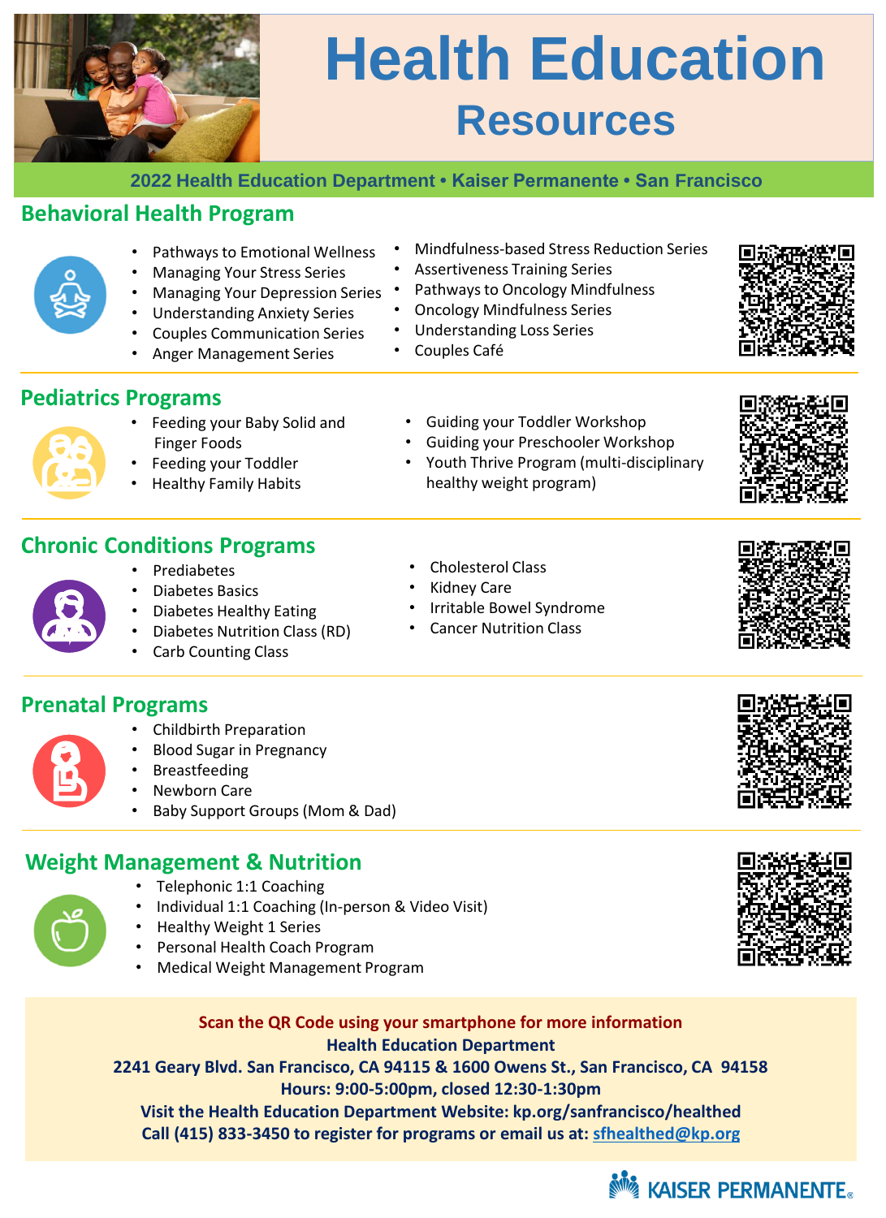# Health Education Resources

**2022 Health Education Department • Kaiser Permanente • San Francisco**

## Behavioral Health Program

- Pathways to Emotional Wellness
- Managing Your Stress Series
- Managing Your Depression Series
- Understanding Anxiety Series
- Couples Communication Series
- Anger Management Series
- Mindfulness-based Stress Reduction Series
- Assertiveness Training Series
- Pathways to Oncology Mindfulness
- Oncology Mindfulness Series
- Understanding Loss Series
- Couples Café

## Pediatrics Programs

- Feeding your Baby Solid and Finger Foods
- Feeding your Toddler
- Healthy Family Habits
- Guiding your Toddler Workshop
- Guiding your Preschooler Workshop
- Youth Thrive Program (multi-disciplinary healthy weight program)

## Chronic Conditions Programs

- Prediabetes
- Diabetes Basics
- Diabetes Healthy Eating
- Diabetes Nutrition Class (RD)
- Carb Counting Class
- Cholesterol Class
- Kidney Care
- Irritable Bowel Syndrome
- Cancer Nutrition Class

## Prenatal Programs

- Childbirth Preparation
- Blood Sugar in Pregnancy
- Breastfeeding
- Newborn Care
- Baby Support Groups (Mom & Dad)

## Weight Management & Nutrition

- Telephonic 1:1 Coaching
- Individual 1:1 Coaching (In-person & Video Visit)
- Healthy Weight 1 Series
- Personal Health Coach Program
- Medical Weight Management Program

**Scan the QR Code using your smartphone for more information**
**Health Education Department**
**2241 Geary Blvd. San Francisco, CA 94115 & 1600 Owens St., San Francisco, CA 94158**
**Hours: 9:00-5:00pm, closed 12:30-1:30pm**
**Visit the Health Education Department Website: kp.org/sanfrancisco/healthed**
**Call (415) 833-3450 to register for programs or email us at: sfhealthed@kp.org**

KAISER PERMANENTE®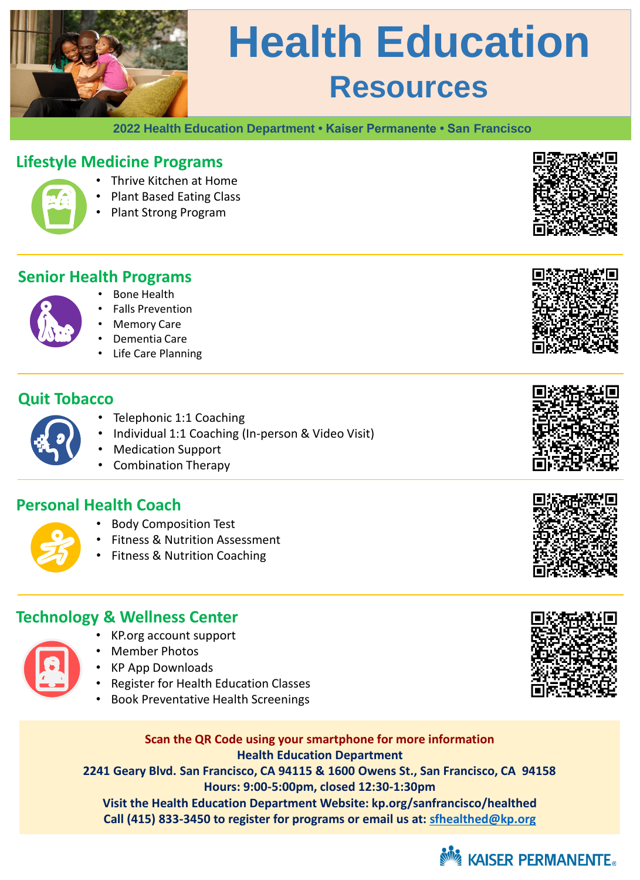# Health Education

## Resources

**2022 Health Education Department • Kaiser Permanente • San Francisco**

### Lifestyle Medicine Programs

- Thrive Kitchen at Home
- Plant Based Eating Class
- Plant Strong Program

### Senior Health Programs

- Bone Health
- Falls Prevention
- Memory Care
- Dementia Care
- Life Care Planning

### Quit Tobacco

- Telephonic 1:1 Coaching
- Individual 1:1 Coaching (In-person & Video Visit)
- Medication Support
- Combination Therapy

### Personal Health Coach

- Body Composition Test
- Fitness & Nutrition Assessment
- Fitness & Nutrition Coaching

### Technology & Wellness Center

- KP.org account support
- Member Photos
- KP App Downloads
- Register for Health Education Classes
- Book Preventative Health Screenings

**Scan the QR Code using your smartphone for more information**
**Health Education Department**
**2241 Geary Blvd. San Francisco, CA 94115 & 1600 Owens St., San Francisco, CA 94158**
**Hours: 9:00-5:00pm, closed 12:30-1:30pm**
**Visit the Health Education Department Website: kp.org/sanfrancisco/healthed**
**Call (415) 833-3450 to register for programs or email us at: sfhealthed@kp.org**

KAISER PERMANENTE®